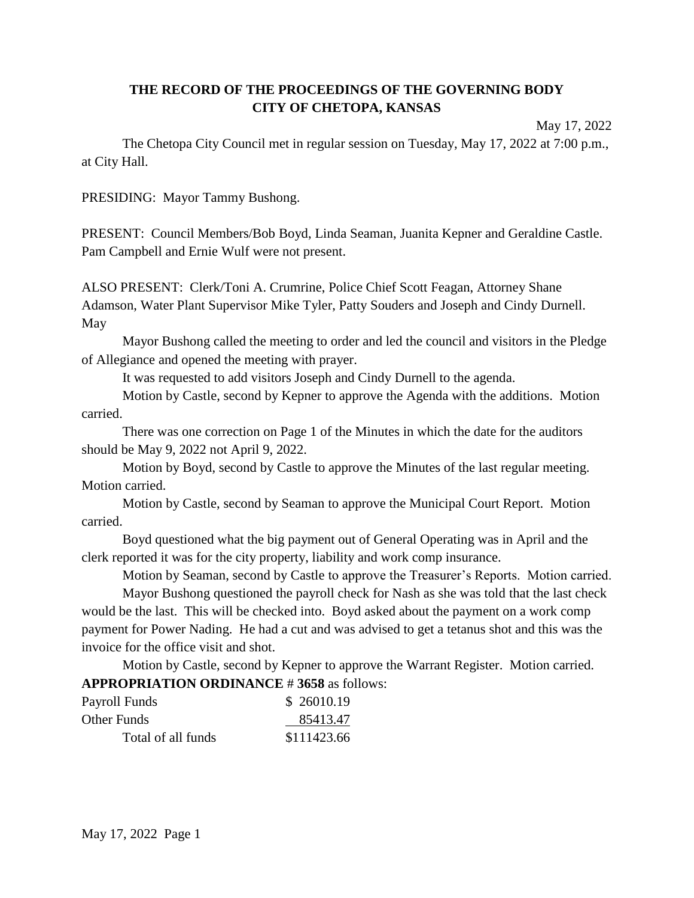# THE RECORD OF THE PROCEEDINGS OF THE GOVERNING BODY
# CITY OF CHETOPA, KANSAS

May 17, 2022

The Chetopa City Council met in regular session on Tuesday, May 17, 2022 at 7:00 p.m., at City Hall.

PRESIDING: Mayor Tammy Bushong.

PRESENT: Council Members/Bob Boyd, Linda Seaman, Juanita Kepner and Geraldine Castle. Pam Campbell and Ernie Wulf were not present.

ALSO PRESENT: Clerk/Toni A. Crumrine, Police Chief Scott Feagan, Attorney Shane Adamson, Water Plant Supervisor Mike Tyler, Patty Souders and Joseph and Cindy Durnell. May

Mayor Bushong called the meeting to order and led the council and visitors in the Pledge of Allegiance and opened the meeting with prayer.

It was requested to add visitors Joseph and Cindy Durnell to the agenda.

Motion by Castle, second by Kepner to approve the Agenda with the additions. Motion carried.

There was one correction on Page 1 of the Minutes in which the date for the auditors should be May 9, 2022 not April 9, 2022.

Motion by Boyd, second by Castle to approve the Minutes of the last regular meeting. Motion carried.

Motion by Castle, second by Seaman to approve the Municipal Court Report. Motion carried.

Boyd questioned what the big payment out of General Operating was in April and the clerk reported it was for the city property, liability and work comp insurance.

Motion by Seaman, second by Castle to approve the Treasurer's Reports. Motion carried.

Mayor Bushong questioned the payroll check for Nash as she was told that the last check would be the last. This will be checked into. Boyd asked about the payment on a work comp payment for Power Nading. He had a cut and was advised to get a tetanus shot and this was the invoice for the office visit and shot.

Motion by Castle, second by Kepner to approve the Warrant Register. Motion carried.

**APPROPRIATION ORDINANCE # 3658** as follows:

| | |
|---|---|
| Payroll Funds | $ 26010.19 |
| Other Funds | 85413.47 |
| Total of all funds | $111423.66 |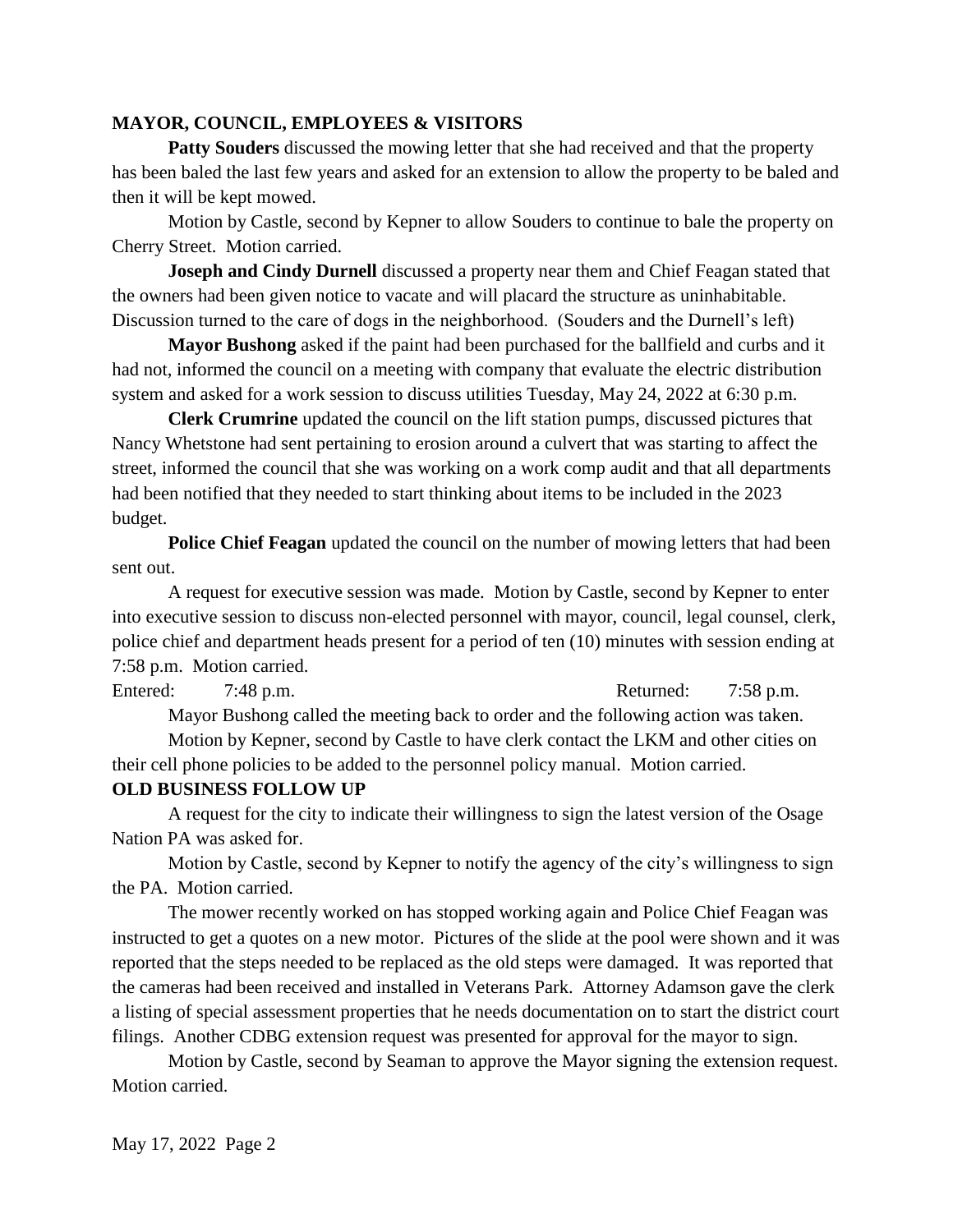## MAYOR, COUNCIL, EMPLOYEES & VISITORS

**Patty Souders** discussed the mowing letter that she had received and that the property has been baled the last few years and asked for an extension to allow the property to be baled and then it will be kept mowed.

Motion by Castle, second by Kepner to allow Souders to continue to bale the property on Cherry Street. Motion carried.

**Joseph and Cindy Durnell** discussed a property near them and Chief Feagan stated that the owners had been given notice to vacate and will placard the structure as uninhabitable. Discussion turned to the care of dogs in the neighborhood. (Souders and the Durnell's left)

**Mayor Bushong** asked if the paint had been purchased for the ballfield and curbs and it had not, informed the council on a meeting with company that evaluate the electric distribution system and asked for a work session to discuss utilities Tuesday, May 24, 2022 at 6:30 p.m.

**Clerk Crumrine** updated the council on the lift station pumps, discussed pictures that Nancy Whetstone had sent pertaining to erosion around a culvert that was starting to affect the street, informed the council that she was working on a work comp audit and that all departments had been notified that they needed to start thinking about items to be included in the 2023 budget.

**Police Chief Feagan** updated the council on the number of mowing letters that had been sent out.

A request for executive session was made. Motion by Castle, second by Kepner to enter into executive session to discuss non-elected personnel with mayor, council, legal counsel, clerk, police chief and department heads present for a period of ten (10) minutes with session ending at 7:58 p.m. Motion carried.

Entered: 7:48 p.m. Returned: 7:58 p.m.

Mayor Bushong called the meeting back to order and the following action was taken.

Motion by Kepner, second by Castle to have clerk contact the LKM and other cities on their cell phone policies to be added to the personnel policy manual. Motion carried.

## OLD BUSINESS FOLLOW UP

A request for the city to indicate their willingness to sign the latest version of the Osage Nation PA was asked for.

Motion by Castle, second by Kepner to notify the agency of the city's willingness to sign the PA. Motion carried.

The mower recently worked on has stopped working again and Police Chief Feagan was instructed to get a quotes on a new motor. Pictures of the slide at the pool were shown and it was reported that the steps needed to be replaced as the old steps were damaged. It was reported that the cameras had been received and installed in Veterans Park. Attorney Adamson gave the clerk a listing of special assessment properties that he needs documentation on to start the district court filings. Another CDBG extension request was presented for approval for the mayor to sign.

Motion by Castle, second by Seaman to approve the Mayor signing the extension request. Motion carried.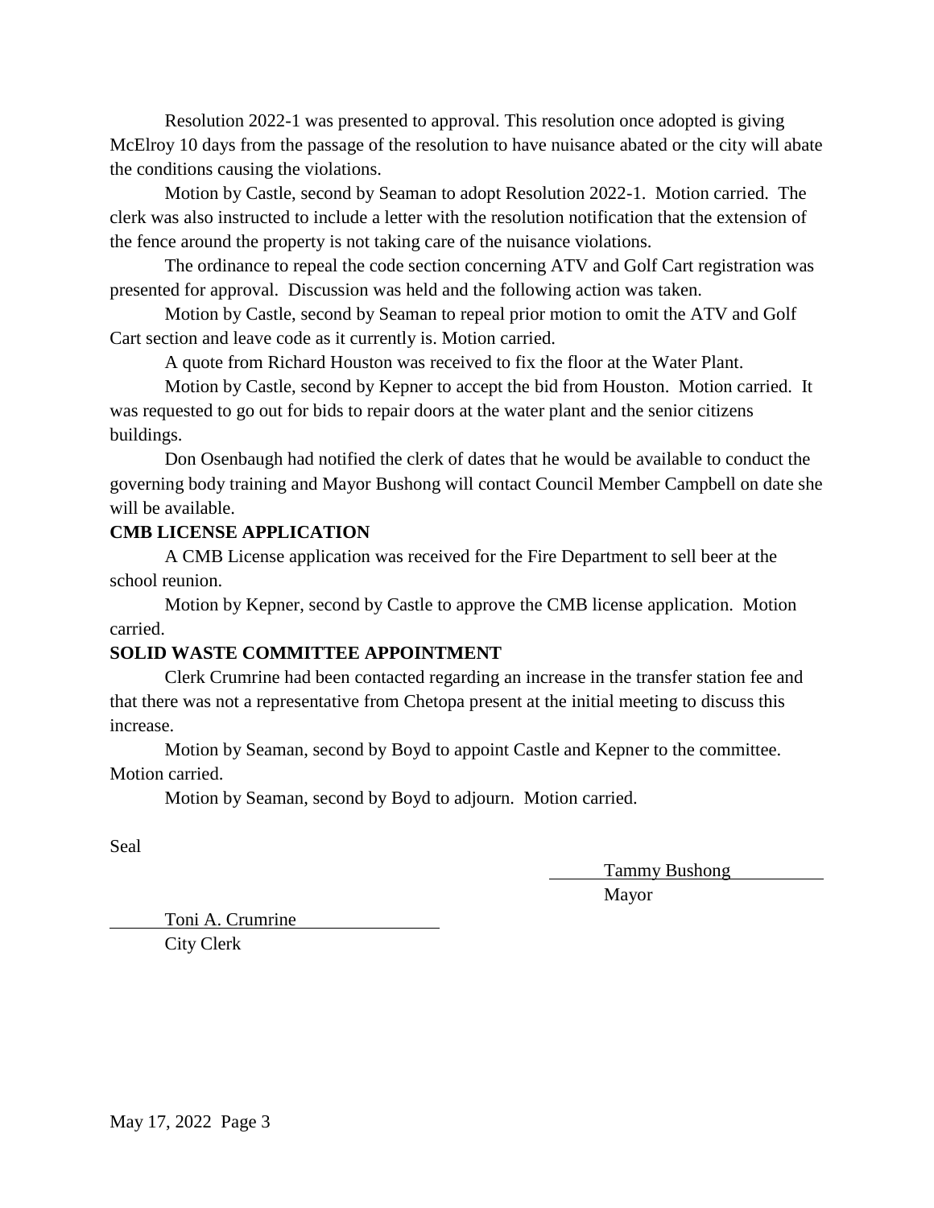Resolution 2022-1 was presented to approval. This resolution once adopted is giving McElroy 10 days from the passage of the resolution to have nuisance abated or the city will abate the conditions causing the violations.

Motion by Castle, second by Seaman to adopt Resolution 2022-1. Motion carried. The clerk was also instructed to include a letter with the resolution notification that the extension of the fence around the property is not taking care of the nuisance violations.

The ordinance to repeal the code section concerning ATV and Golf Cart registration was presented for approval. Discussion was held and the following action was taken.

Motion by Castle, second by Seaman to repeal prior motion to omit the ATV and Golf Cart section and leave code as it currently is. Motion carried.

A quote from Richard Houston was received to fix the floor at the Water Plant.

Motion by Castle, second by Kepner to accept the bid from Houston. Motion carried. It was requested to go out for bids to repair doors at the water plant and the senior citizens buildings.

Don Osenbaugh had notified the clerk of dates that he would be available to conduct the governing body training and Mayor Bushong will contact Council Member Campbell on date she will be available.

**CMB LICENSE APPLICATION**

A CMB License application was received for the Fire Department to sell beer at the school reunion.

Motion by Kepner, second by Castle to approve the CMB license application. Motion carried.

**SOLID WASTE COMMITTEE APPOINTMENT**

Clerk Crumrine had been contacted regarding an increase in the transfer station fee and that there was not a representative from Chetopa present at the initial meeting to discuss this increase.

Motion by Seaman, second by Boyd to appoint Castle and Kepner to the committee. Motion carried.

Motion by Seaman, second by Boyd to adjourn. Motion carried.

Seal

Tammy Bushong
Mayor

Toni A. Crumrine
City Clerk

May 17, 2022 Page 3